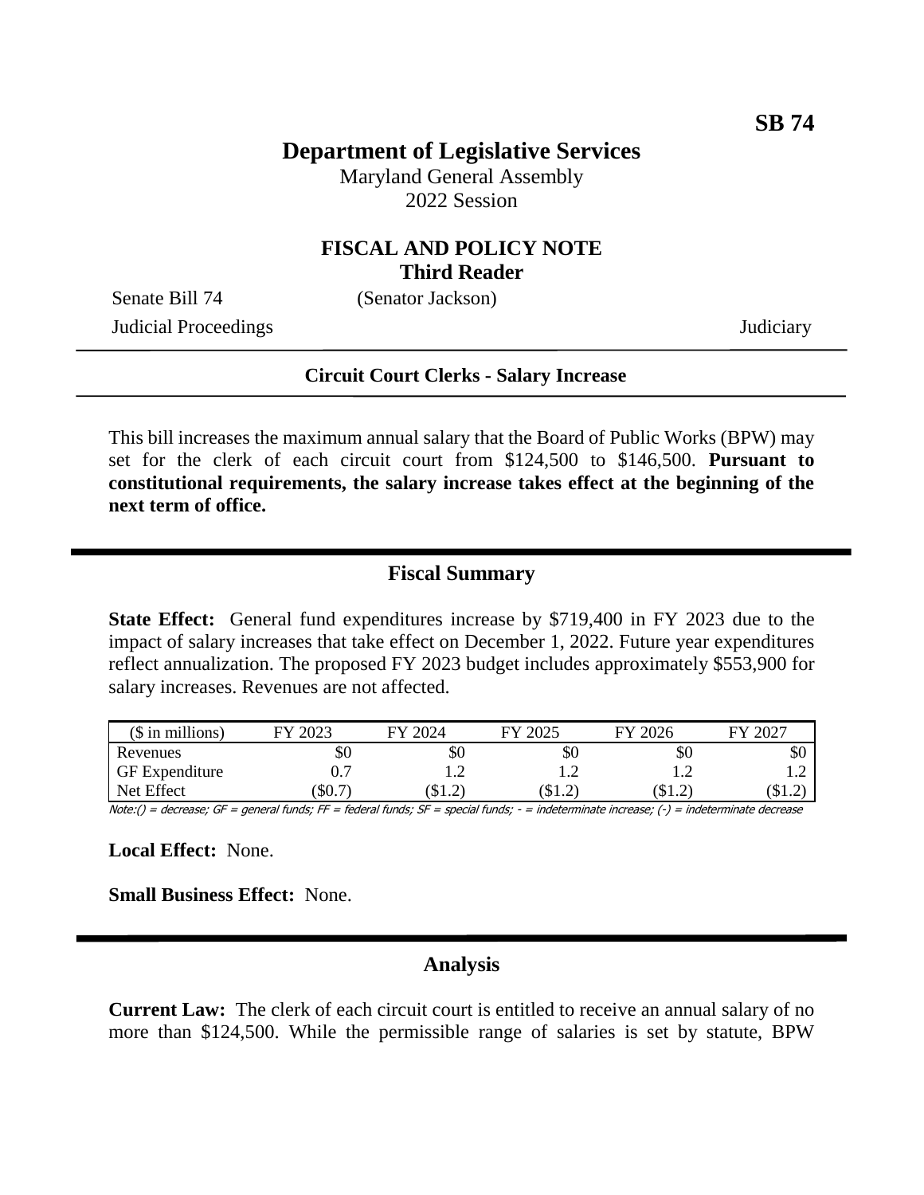**SB 74**

# Department of Legislative Services

Maryland General Assembly
2022 Session

## FISCAL AND POLICY NOTE
**Third Reader**

Senate Bill 74 (Senator Jackson)

Judicial Proceedings Judiciary

---

**Circuit Court Clerks - Salary Increase**

---

This bill increases the maximum annual salary that the Board of Public Works (BPW) may set for the clerk of each circuit court from $124,500 to $146,500. **Pursuant to constitutional requirements, the salary increase takes effect at the beginning of the next term of office.**

## Fiscal Summary

**State Effect:** General fund expenditures increase by $719,400 in FY 2023 due to the impact of salary increases that take effect on December 1, 2022. Future year expenditures reflect annualization. The proposed FY 2023 budget includes approximately $553,900 for salary increases. Revenues are not affected.

| ($ in millions) | FY 2023 | FY 2024 | FY 2025 | FY 2026 | FY 2027 |
|---|---|---|---|---|---|
| Revenues | $0 | $0 | $0 | $0 | $0 |
| GF Expenditure | 0.7 | 1.2 | 1.2 | 1.2 | 1.2 |
| Net Effect | ($0.7) | ($1.2) | ($1.2) | ($1.2) | ($1.2) |

*Note:() = decrease; GF = general funds; FF = federal funds; SF = special funds; - = indeterminate increase; (-) = indeterminate decrease*

**Local Effect:** None.

**Small Business Effect:** None.

## Analysis

**Current Law:** The clerk of each circuit court is entitled to receive an annual salary of no more than $124,500. While the permissible range of salaries is set by statute, BPW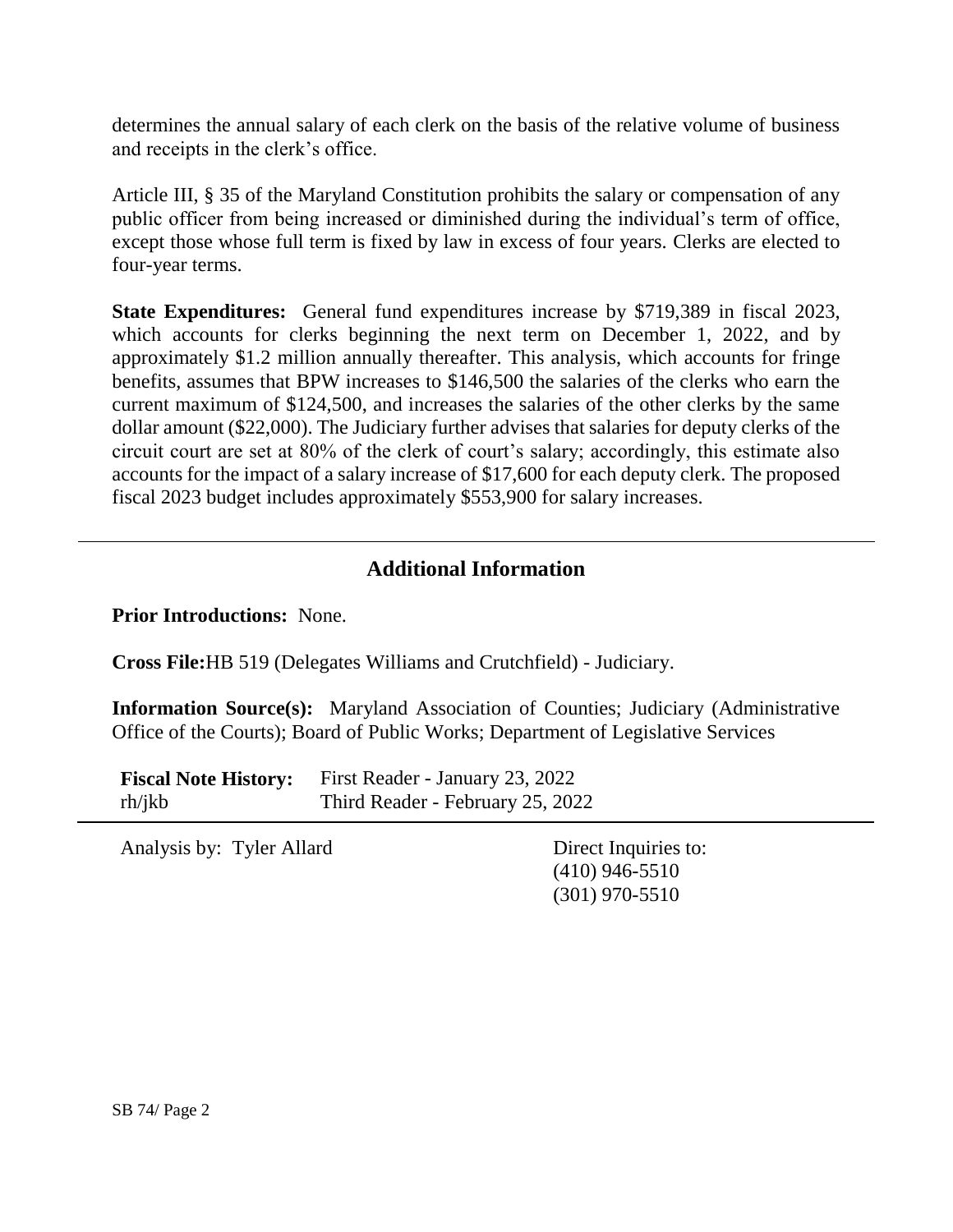determines the annual salary of each clerk on the basis of the relative volume of business and receipts in the clerk's office.

Article III, § 35 of the Maryland Constitution prohibits the salary or compensation of any public officer from being increased or diminished during the individual's term of office, except those whose full term is fixed by law in excess of four years. Clerks are elected to four-year terms.

**State Expenditures:** General fund expenditures increase by $719,389 in fiscal 2023, which accounts for clerks beginning the next term on December 1, 2022, and by approximately $1.2 million annually thereafter. This analysis, which accounts for fringe benefits, assumes that BPW increases to $146,500 the salaries of the clerks who earn the current maximum of $124,500, and increases the salaries of the other clerks by the same dollar amount ($22,000). The Judiciary further advises that salaries for deputy clerks of the circuit court are set at 80% of the clerk of court's salary; accordingly, this estimate also accounts for the impact of a salary increase of $17,600 for each deputy clerk. The proposed fiscal 2023 budget includes approximately $553,900 for salary increases.

## Additional Information

**Prior Introductions:** None.

**Cross File:** HB 519 (Delegates Williams and Crutchfield) - Judiciary.

**Information Source(s):** Maryland Association of Counties; Judiciary (Administrative Office of the Courts); Board of Public Works; Department of Legislative Services

| | |
|---|---|
| **Fiscal Note History:** | First Reader - January 23, 2022 |
| rh/jkb | Third Reader - February 25, 2022 |

Analysis by: Tyler Allard

Direct Inquiries to:
(410) 946-5510
(301) 970-5510